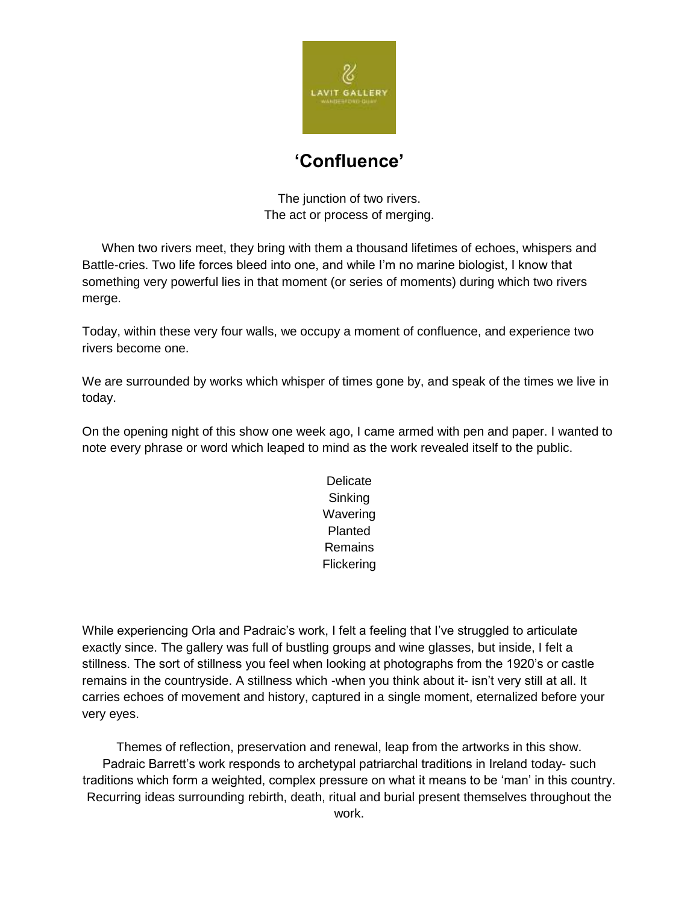LAVIT GALLERY
WANDESFORD QUAY

# 'Confluence'

The junction of two rivers.
The act or process of merging.

When two rivers meet, they bring with them a thousand lifetimes of echoes, whispers and Battle-cries. Two life forces bleed into one, and while I'm no marine biologist, I know that something very powerful lies in that moment (or series of moments) during which two rivers merge.

Today, within these very four walls, we occupy a moment of confluence, and experience two rivers become one.

We are surrounded by works which whisper of times gone by, and speak of the times we live in today.

On the opening night of this show one week ago, I came armed with pen and paper. I wanted to note every phrase or word which leaped to mind as the work revealed itself to the public.

Delicate
Sinking
Wavering
Planted
Remains
Flickering

While experiencing Orla and Padraic's work, I felt a feeling that I've struggled to articulate exactly since. The gallery was full of bustling groups and wine glasses, but inside, I felt a stillness. The sort of stillness you feel when looking at photographs from the 1920's or castle remains in the countryside. A stillness which -when you think about it- isn't very still at all. It carries echoes of movement and history, captured in a single moment, eternalized before your very eyes.

Themes of reflection, preservation and renewal, leap from the artworks in this show. Padraic Barrett's work responds to archetypal patriarchal traditions in Ireland today- such traditions which form a weighted, complex pressure on what it means to be 'man' in this country. Recurring ideas surrounding rebirth, death, ritual and burial present themselves throughout the work.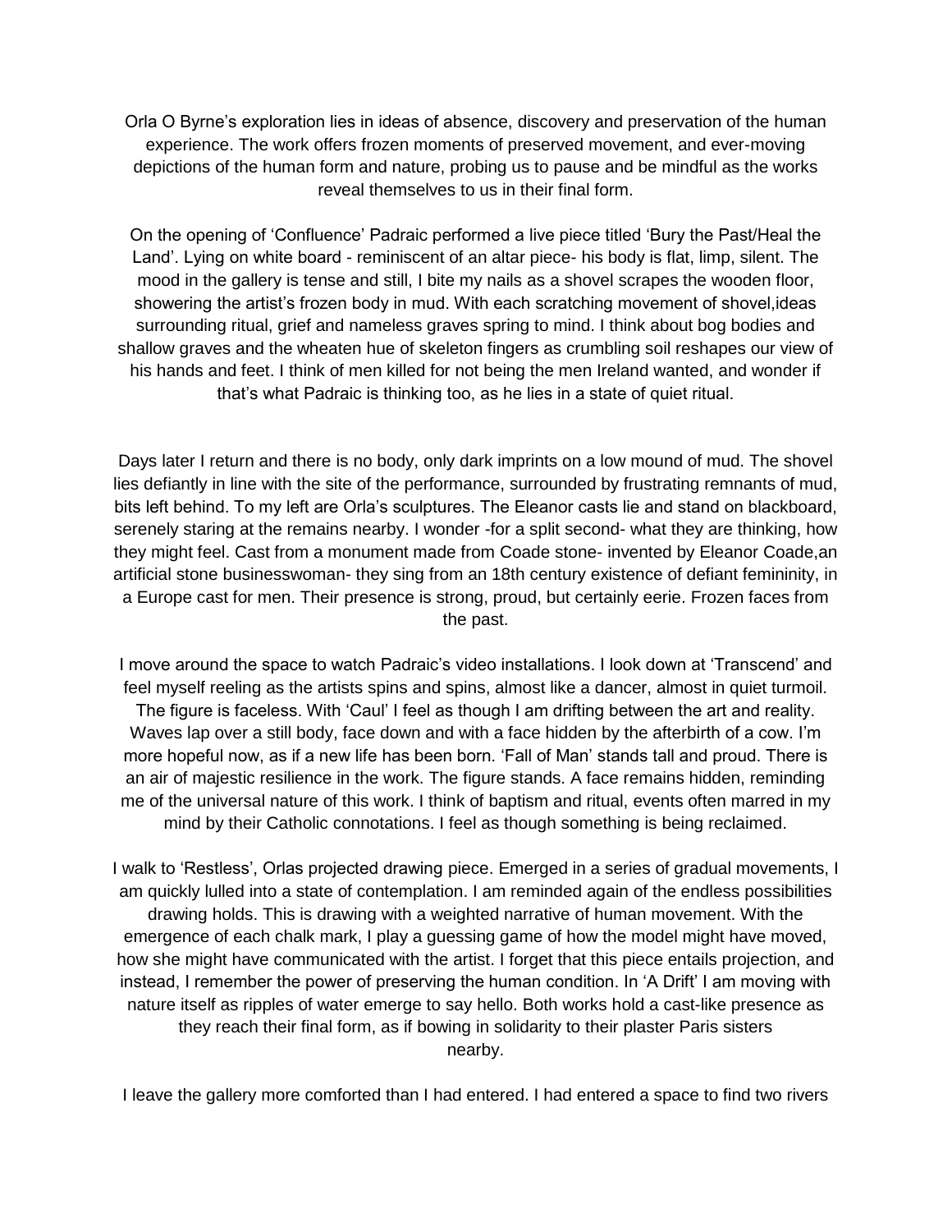Orla O Byrne's exploration lies in ideas of absence, discovery and preservation of the human experience. The work offers frozen moments of preserved movement, and ever-moving depictions of the human form and nature, probing us to pause and be mindful as the works reveal themselves to us in their final form.

On the opening of 'Confluence' Padraic performed a live piece titled 'Bury the Past/Heal the Land'. Lying on white board - reminiscent of an altar piece- his body is flat, limp, silent. The mood in the gallery is tense and still, I bite my nails as a shovel scrapes the wooden floor, showering the artist's frozen body in mud. With each scratching movement of shovel,ideas surrounding ritual, grief and nameless graves spring to mind. I think about bog bodies and shallow graves and the wheaten hue of skeleton fingers as crumbling soil reshapes our view of his hands and feet. I think of men killed for not being the men Ireland wanted, and wonder if that's what Padraic is thinking too, as he lies in a state of quiet ritual.

Days later I return and there is no body, only dark imprints on a low mound of mud. The shovel lies defiantly in line with the site of the performance, surrounded by frustrating remnants of mud, bits left behind. To my left are Orla's sculptures. The Eleanor casts lie and stand on blackboard, serenely staring at the remains nearby. I wonder -for a split second- what they are thinking, how they might feel. Cast from a monument made from Coade stone- invented by Eleanor Coade,an artificial stone businesswoman- they sing from an 18th century existence of defiant femininity, in a Europe cast for men. Their presence is strong, proud, but certainly eerie. Frozen faces from the past.

I move around the space to watch Padraic's video installations. I look down at 'Transcend' and feel myself reeling as the artists spins and spins, almost like a dancer, almost in quiet turmoil. The figure is faceless. With 'Caul' I feel as though I am drifting between the art and reality. Waves lap over a still body, face down and with a face hidden by the afterbirth of a cow. I'm more hopeful now, as if a new life has been born. 'Fall of Man' stands tall and proud. There is an air of majestic resilience in the work. The figure stands. A face remains hidden, reminding me of the universal nature of this work. I think of baptism and ritual, events often marred in my mind by their Catholic connotations. I feel as though something is being reclaimed.

I walk to 'Restless', Orlas projected drawing piece. Emerged in a series of gradual movements, I am quickly lulled into a state of contemplation. I am reminded again of the endless possibilities drawing holds. This is drawing with a weighted narrative of human movement. With the emergence of each chalk mark, I play a guessing game of how the model might have moved, how she might have communicated with the artist. I forget that this piece entails projection, and instead, I remember the power of preserving the human condition. In 'A Drift' I am moving with nature itself as ripples of water emerge to say hello. Both works hold a cast-like presence as they reach their final form, as if bowing in solidarity to their plaster Paris sisters nearby.

I leave the gallery more comforted than I had entered. I had entered a space to find two rivers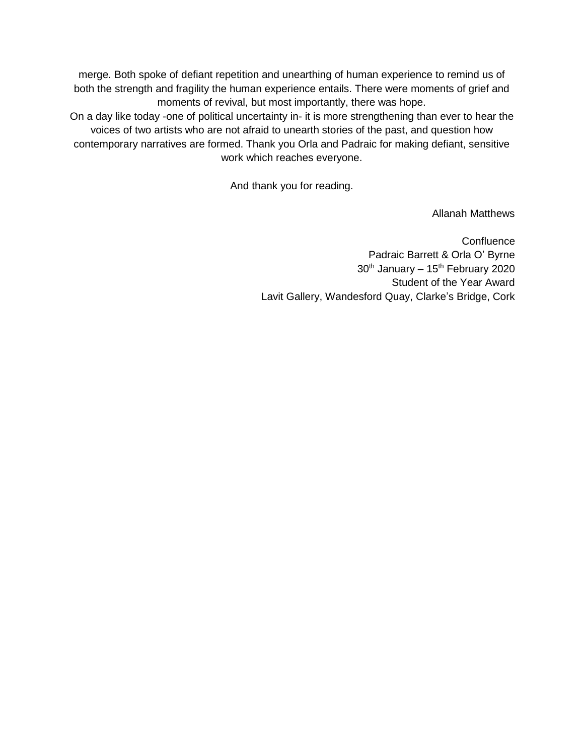merge. Both spoke of defiant repetition and unearthing of human experience to remind us of both the strength and fragility the human experience entails. There were moments of grief and moments of revival, but most importantly, there was hope.

On a day like today -one of political uncertainty in- it is more strengthening than ever to hear the voices of two artists who are not afraid to unearth stories of the past, and question how contemporary narratives are formed. Thank you Orla and Padraic for making defiant, sensitive work which reaches everyone.

And thank you for reading.

Allanah Matthews

Confluence
Padraic Barrett & Orla O' Byrne
30th January – 15th February 2020
Student of the Year Award
Lavit Gallery, Wandesford Quay, Clarke's Bridge, Cork